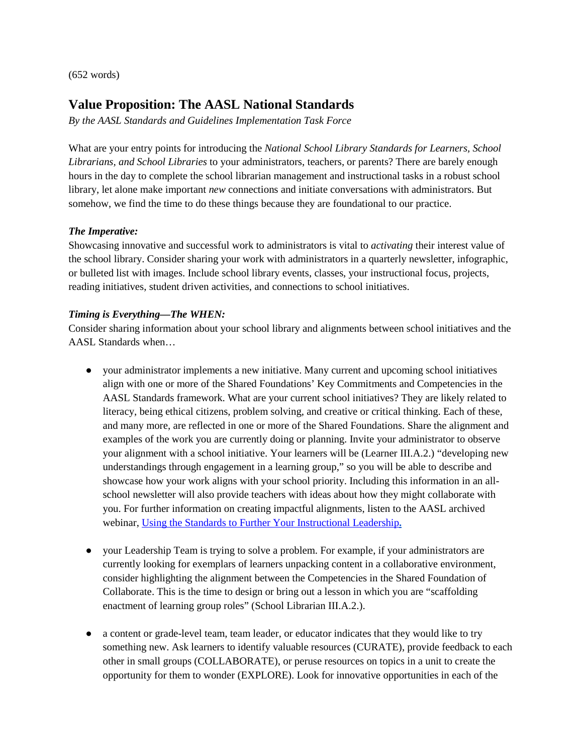(652 words)

# Value Proposition: The AASL National Standards

*By the AASL Standards and Guidelines Implementation Task Force*

What are your entry points for introducing the *National School Library Standards for Learners, School Librarians, and School Libraries* to your administrators, teachers, or parents? There are barely enough hours in the day to complete the school librarian management and instructional tasks in a robust school library, let alone make important *new* connections and initiate conversations with administrators. But somehow, we find the time to do these things because they are foundational to our practice.

***The Imperative:***

Showcasing innovative and successful work to administrators is vital to *activating* their interest value of the school library. Consider sharing your work with administrators in a quarterly newsletter, infographic, or bulleted list with images. Include school library events, classes, your instructional focus, projects, reading initiatives, student driven activities, and connections to school initiatives.

***Timing is Everything—The WHEN:***

Consider sharing information about your school library and alignments between school initiatives and the AASL Standards when…

- your administrator implements a new initiative. Many current and upcoming school initiatives align with one or more of the Shared Foundations' Key Commitments and Competencies in the AASL Standards framework. What are your current school initiatives? They are likely related to literacy, being ethical citizens, problem solving, and creative or critical thinking. Each of these, and many more, are reflected in one or more of the Shared Foundations. Share the alignment and examples of the work you are currently doing or planning. Invite your administrator to observe your alignment with a school initiative. Your learners will be (Learner III.A.2.) "developing new understandings through engagement in a learning group," so you will be able to describe and showcase how your work aligns with your school priority. Including this information in an all-school newsletter will also provide teachers with ideas about how they might collaborate with you. For further information on creating impactful alignments, listen to the AASL archived webinar, [Using the Standards to Further Your Instructional Leadership](Using the Standards to Further Your Instructional Leadership)**.**

- your Leadership Team is trying to solve a problem. For example, if your administrators are currently looking for exemplars of learners unpacking content in a collaborative environment, consider highlighting the alignment between the Competencies in the Shared Foundation of Collaborate. This is the time to design or bring out a lesson in which you are "scaffolding enactment of learning group roles" (School Librarian III.A.2.).

- a content or grade-level team, team leader, or educator indicates that they would like to try something new. Ask learners to identify valuable resources (CURATE), provide feedback to each other in small groups (COLLABORATE), or peruse resources on topics in a unit to create the opportunity for them to wonder (EXPLORE). Look for innovative opportunities in each of the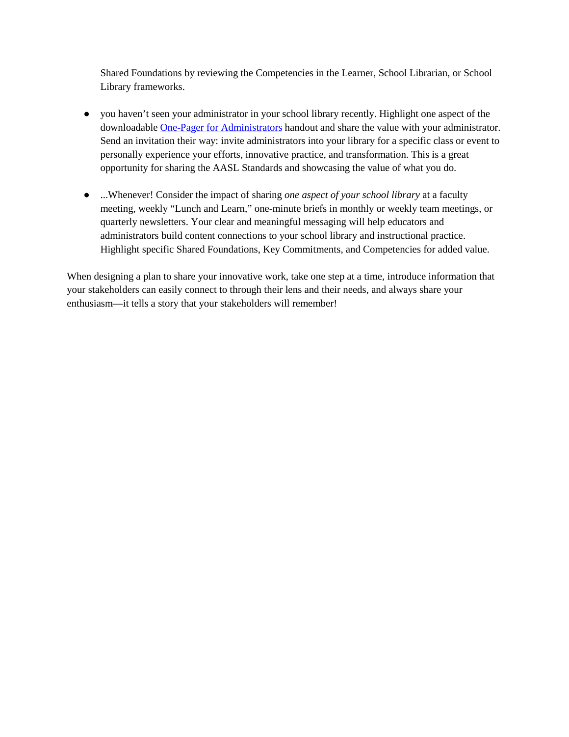Shared Foundations by reviewing the Competencies in the Learner, School Librarian, or School Library frameworks.

- you haven't seen your administrator in your school library recently. Highlight one aspect of the downloadable One-Pager for Administrators handout and share the value with your administrator. Send an invitation their way: invite administrators into your library for a specific class or event to personally experience your efforts, innovative practice, and transformation. This is a great opportunity for sharing the AASL Standards and showcasing the value of what you do.

- ...Whenever! Consider the impact of sharing *one aspect of your school library* at a faculty meeting, weekly "Lunch and Learn," one-minute briefs in monthly or weekly team meetings, or quarterly newsletters. Your clear and meaningful messaging will help educators and administrators build content connections to your school library and instructional practice. Highlight specific Shared Foundations, Key Commitments, and Competencies for added value.

When designing a plan to share your innovative work, take one step at a time, introduce information that your stakeholders can easily connect to through their lens and their needs, and always share your enthusiasm—it tells a story that your stakeholders will remember!